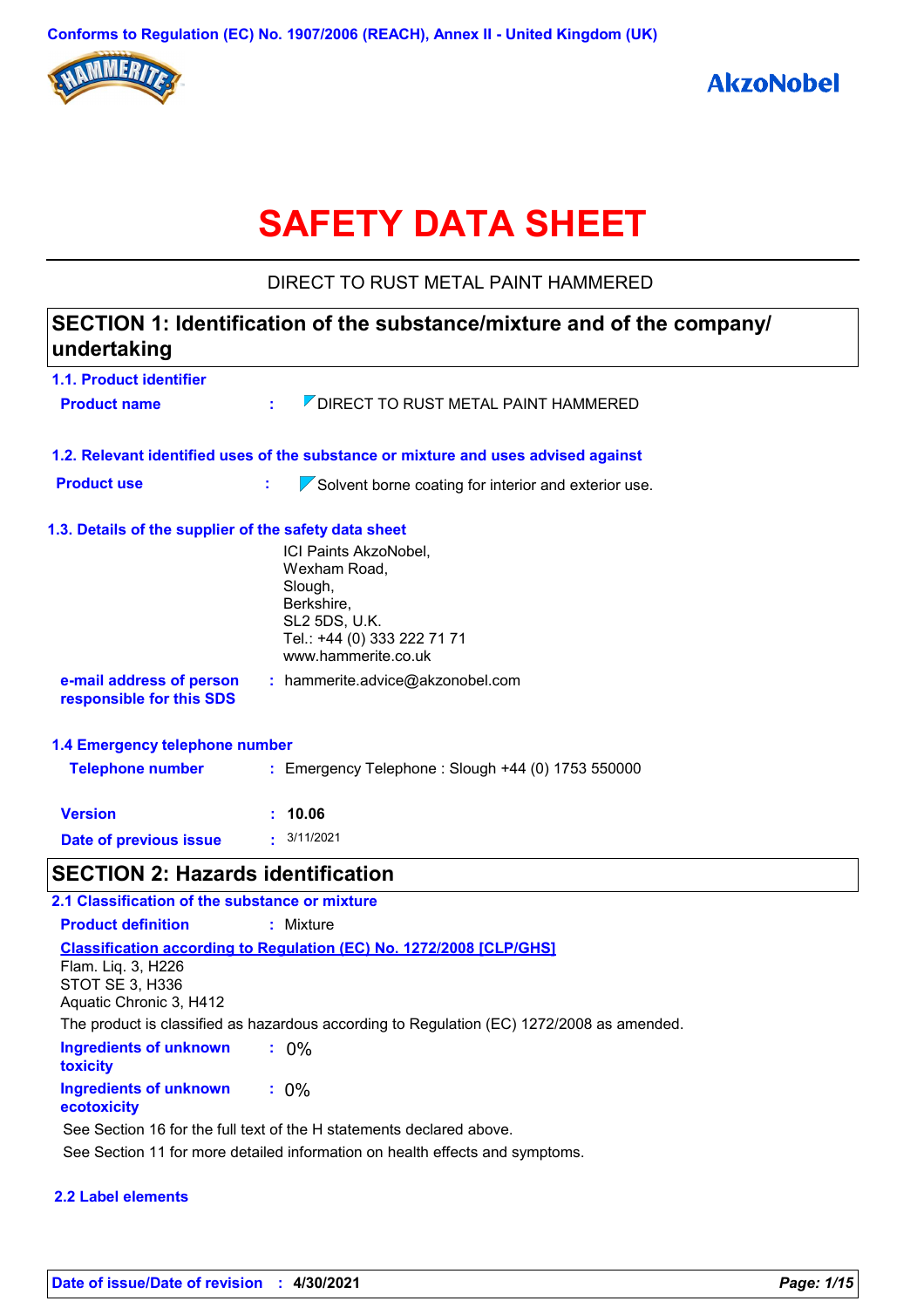Conforms to Regulation (EC) No. 1907/2006 (REACH), Annex II - United Kingdom (UK)

# SAFETY DATA SHEET

DIRECT TO RUST METAL PAINT HAMMERED

## SECTION 1: Identification of the substance/mixture and of the company/ undertaking

### 1.1. Product identifier

**Product name** : DIRECT TO RUST METAL PAINT HAMMERED

### 1.2. Relevant identified uses of the substance or mixture and uses advised against

**Product use** : Solvent borne coating for interior and exterior use.

### 1.3. Details of the supplier of the safety data sheet

ICI Paints AkzoNobel,
Wexham Road,
Slough,
Berkshire,
SL2 5DS, U.K.
Tel.: +44 (0) 333 222 71 71
www.hammerite.co.uk

**e-mail address of person responsible for this SDS** : hammerite.advice@akzonobel.com

### 1.4 Emergency telephone number

**Telephone number** : Emergency Telephone : Slough +44 (0) 1753 550000

**Version** : **10.06**

**Date of previous issue** : 3/11/2021

## SECTION 2: Hazards identification

### 2.1 Classification of the substance or mixture

**Product definition** : Mixture

**Classification according to Regulation (EC) No. 1272/2008 [CLP/GHS]**

Flam. Liq. 3, H226
STOT SE 3, H336
Aquatic Chronic 3, H412

The product is classified as hazardous according to Regulation (EC) 1272/2008 as amended.

**Ingredients of unknown toxicity** : 0%

**Ingredients of unknown ecotoxicity** : 0%

See Section 16 for the full text of the H statements declared above.

See Section 11 for more detailed information on health effects and symptoms.

### 2.2 Label elements

**Date of issue/Date of revision** : **4/30/2021**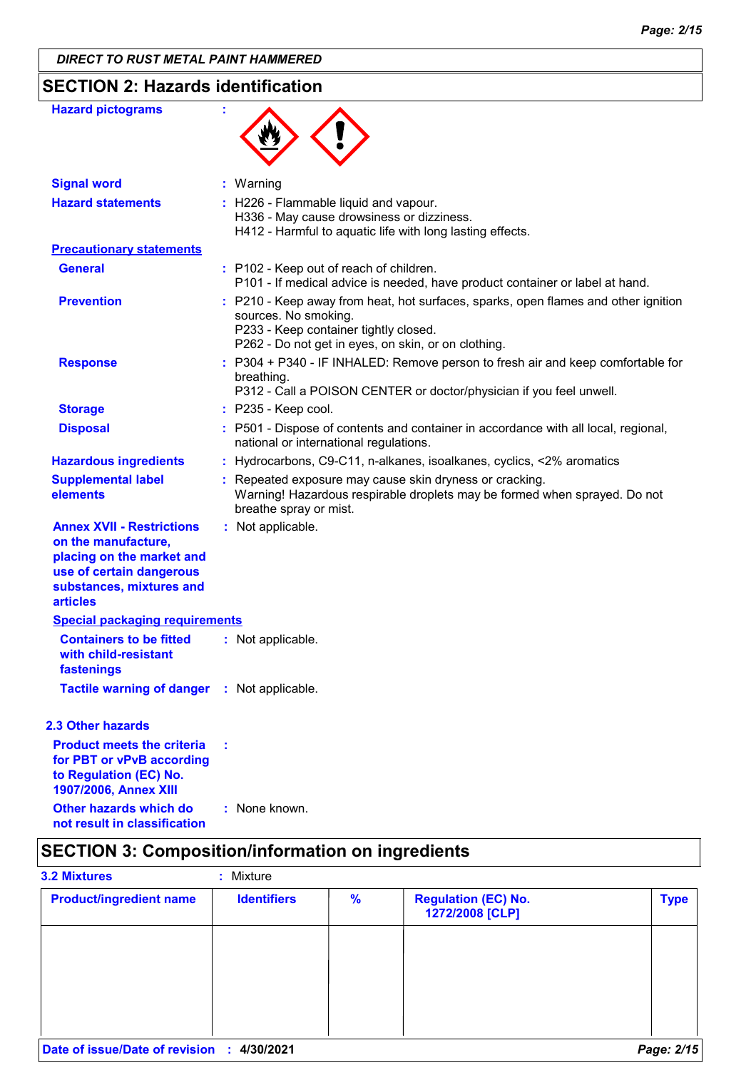## SECTION 2: Hazards identification

**Hazard pictograms** :

**Signal word** : Warning

**Hazard statements** : H226 - Flammable liquid and vapour.
H336 - May cause drowsiness or dizziness.
H412 - Harmful to aquatic life with long lasting effects.

**Precautionary statements**

**General** : P102 - Keep out of reach of children.
P101 - If medical advice is needed, have product container or label at hand.

**Prevention** : P210 - Keep away from heat, hot surfaces, sparks, open flames and other ignition sources. No smoking.
P233 - Keep container tightly closed.
P262 - Do not get in eyes, on skin, or on clothing.

**Response** : P304 + P340 - IF INHALED: Remove person to fresh air and keep comfortable for breathing.
P312 - Call a POISON CENTER or doctor/physician if you feel unwell.

**Storage** : P235 - Keep cool.

**Disposal** : P501 - Dispose of contents and container in accordance with all local, regional, national or international regulations.

**Hazardous ingredients** : Hydrocarbons, C9-C11, n-alkanes, isoalkanes, cyclics, <2% aromatics

**Supplemental label elements** : Repeated exposure may cause skin dryness or cracking.
Warning! Hazardous respirable droplets may be formed when sprayed. Do not breathe spray or mist.

**Annex XVII - Restrictions on the manufacture, placing on the market and use of certain dangerous substances, mixtures and articles** : Not applicable.

**Special packaging requirements**

**Containers to be fitted with child-resistant fastenings** : Not applicable.

**Tactile warning of danger** : Not applicable.

### 2.3 Other hazards

**Product meets the criteria for PBT or vPvB according to Regulation (EC) No. 1907/2006, Annex XIII** :

**Other hazards which do not result in classification** : None known.

## SECTION 3: Composition/information on ingredients

**3.2 Mixtures** : Mixture

| Product/ingredient name | Identifiers | % | Regulation (EC) No. 1272/2008 [CLP] | Type |
|---|---|---|---|---|
| | | | | |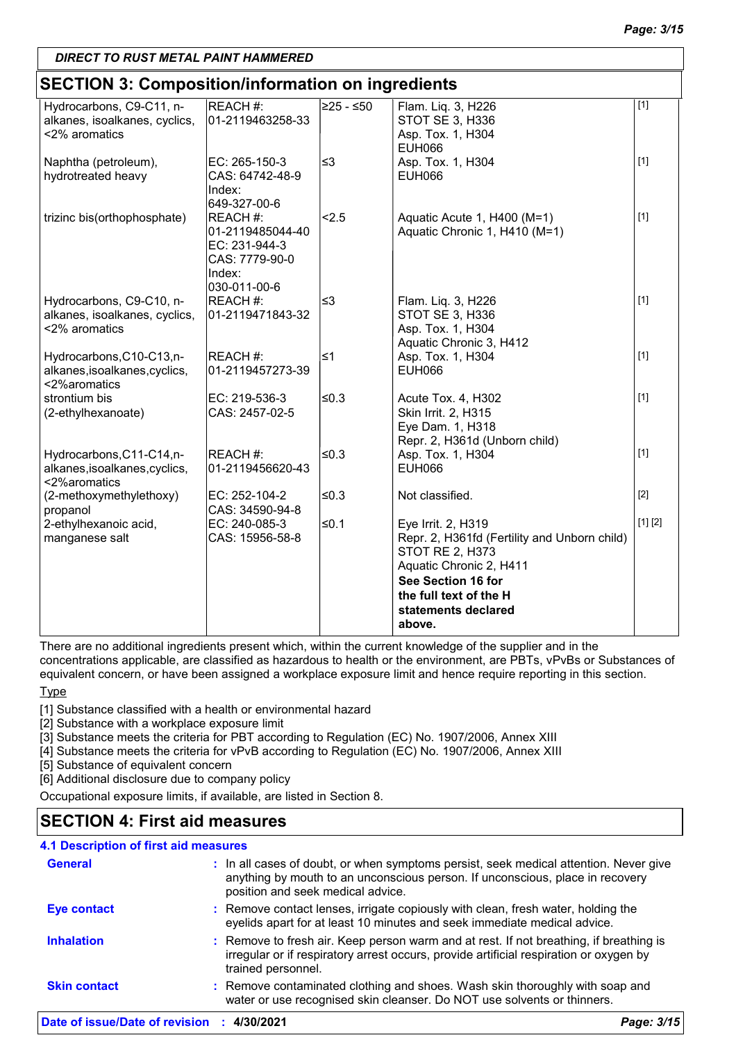## SECTION 3: Composition/information on ingredients

| Product/ingredient name | Identifiers | % | Classification | Type |
|---|---|---|---|---|
| Hydrocarbons, C9-C11, n-alkanes, isoalkanes, cyclics, <2% aromatics | REACH #: 01-2119463258-33 | ≥25 - ≤50 | Flam. Liq. 3, H226<br>STOT SE 3, H336<br>Asp. Tox. 1, H304<br>EUH066 | [1] |
| Naphtha (petroleum), hydrotreated heavy | EC: 265-150-3<br>CAS: 64742-48-9<br>Index: 649-327-00-6 | ≤3 | Asp. Tox. 1, H304<br>EUH066 | [1] |
| trizinc bis(orthophosphate) | REACH #: 01-2119485044-40<br>EC: 231-944-3<br>CAS: 7779-90-0<br>Index: 030-011-00-6 | <2.5 | Aquatic Acute 1, H400 (M=1)<br>Aquatic Chronic 1, H410 (M=1) | [1] |
| Hydrocarbons, C9-C10, n-alkanes, isoalkanes, cyclics, <2% aromatics | REACH #: 01-2119471843-32 | ≤3 | Flam. Liq. 3, H226<br>STOT SE 3, H336<br>Asp. Tox. 1, H304<br>Aquatic Chronic 3, H412 | [1] |
| Hydrocarbons,C10-C13,n-alkanes,isoalkanes,cyclics, <2%aromatics | REACH #: 01-2119457273-39 | ≤1 | Asp. Tox. 1, H304<br>EUH066 | [1] |
| strontium bis (2-ethylhexanoate) | EC: 219-536-3<br>CAS: 2457-02-5 | ≤0.3 | Acute Tox. 4, H302<br>Skin Irrit. 2, H315<br>Eye Dam. 1, H318<br>Repr. 2, H361d (Unborn child) | [1] |
| Hydrocarbons,C11-C14,n-alkanes,isoalkanes,cyclics, <2%aromatics | REACH #: 01-2119456620-43 | ≤0.3 | Asp. Tox. 1, H304<br>EUH066 | [1] |
| (2-methoxymethylethoxy) propanol | EC: 252-104-2<br>CAS: 34590-94-8 | ≤0.3 | Not classified. | [2] |
| 2-ethylhexanoic acid, manganese salt | EC: 240-085-3<br>CAS: 15956-58-8 | ≤0.1 | Eye Irrit. 2, H319<br>Repr. 2, H361fd (Fertility and Unborn child)<br>STOT RE 2, H373<br>Aquatic Chronic 2, H411<br>**See Section 16 for the full text of the H statements declared above.** | [1] [2] |

There are no additional ingredients present which, within the current knowledge of the supplier and in the concentrations applicable, are classified as hazardous to health or the environment, are PBTs, vPvBs or Substances of equivalent concern, or have been assigned a workplace exposure limit and hence require reporting in this section.

Type

[1] Substance classified with a health or environmental hazard
[2] Substance with a workplace exposure limit
[3] Substance meets the criteria for PBT according to Regulation (EC) No. 1907/2006, Annex XIII
[4] Substance meets the criteria for vPvB according to Regulation (EC) No. 1907/2006, Annex XIII
[5] Substance of equivalent concern
[6] Additional disclosure due to company policy

Occupational exposure limits, if available, are listed in Section 8.

## SECTION 4: First aid measures

### 4.1 Description of first aid measures

**General** : In all cases of doubt, or when symptoms persist, seek medical attention. Never give anything by mouth to an unconscious person. If unconscious, place in recovery position and seek medical advice.

**Eye contact** : Remove contact lenses, irrigate copiously with clean, fresh water, holding the eyelids apart for at least 10 minutes and seek immediate medical advice.

**Inhalation** : Remove to fresh air. Keep person warm and at rest. If not breathing, if breathing is irregular or if respiratory arrest occurs, provide artificial respiration or oxygen by trained personnel.

**Skin contact** : Remove contaminated clothing and shoes. Wash skin thoroughly with soap and water or use recognised skin cleanser. Do NOT use solvents or thinners.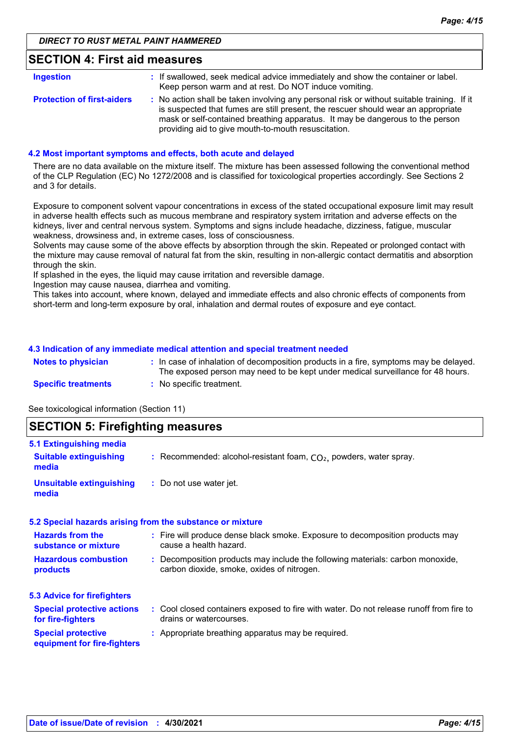## SECTION 4: First aid measures

**Ingestion** : If swallowed, seek medical advice immediately and show the container or label. Keep person warm and at rest. Do NOT induce vomiting.

**Protection of first-aiders** : No action shall be taken involving any personal risk or without suitable training. If it is suspected that fumes are still present, the rescuer should wear an appropriate mask or self-contained breathing apparatus. It may be dangerous to the person providing aid to give mouth-to-mouth resuscitation.

### 4.2 Most important symptoms and effects, both acute and delayed

There are no data available on the mixture itself. The mixture has been assessed following the conventional method of the CLP Regulation (EC) No 1272/2008 and is classified for toxicological properties accordingly. See Sections 2 and 3 for details.

Exposure to component solvent vapour concentrations in excess of the stated occupational exposure limit may result in adverse health effects such as mucous membrane and respiratory system irritation and adverse effects on the kidneys, liver and central nervous system. Symptoms and signs include headache, dizziness, fatigue, muscular weakness, drowsiness and, in extreme cases, loss of consciousness.
Solvents may cause some of the above effects by absorption through the skin. Repeated or prolonged contact with the mixture may cause removal of natural fat from the skin, resulting in non-allergic contact dermatitis and absorption through the skin.
If splashed in the eyes, the liquid may cause irritation and reversible damage.
Ingestion may cause nausea, diarrhea and vomiting.
This takes into account, where known, delayed and immediate effects and also chronic effects of components from short-term and long-term exposure by oral, inhalation and dermal routes of exposure and eye contact.

### 4.3 Indication of any immediate medical attention and special treatment needed

**Notes to physician** : In case of inhalation of decomposition products in a fire, symptoms may be delayed. The exposed person may need to be kept under medical surveillance for 48 hours.

**Specific treatments** : No specific treatment.

See toxicological information (Section 11)

## SECTION 5: Firefighting measures

### 5.1 Extinguishing media

**Suitable extinguishing media** : Recommended: alcohol-resistant foam, $CO_2$, powders, water spray.

**Unsuitable extinguishing media** : Do not use water jet.

### 5.2 Special hazards arising from the substance or mixture

**Hazards from the substance or mixture** : Fire will produce dense black smoke. Exposure to decomposition products may cause a health hazard.

**Hazardous combustion products** : Decomposition products may include the following materials: carbon monoxide, carbon dioxide, smoke, oxides of nitrogen.

### 5.3 Advice for firefighters

**Special protective actions for fire-fighters** : Cool closed containers exposed to fire with water. Do not release runoff from fire to drains or watercourses.

**Special protective equipment for fire-fighters** : Appropriate breathing apparatus may be required.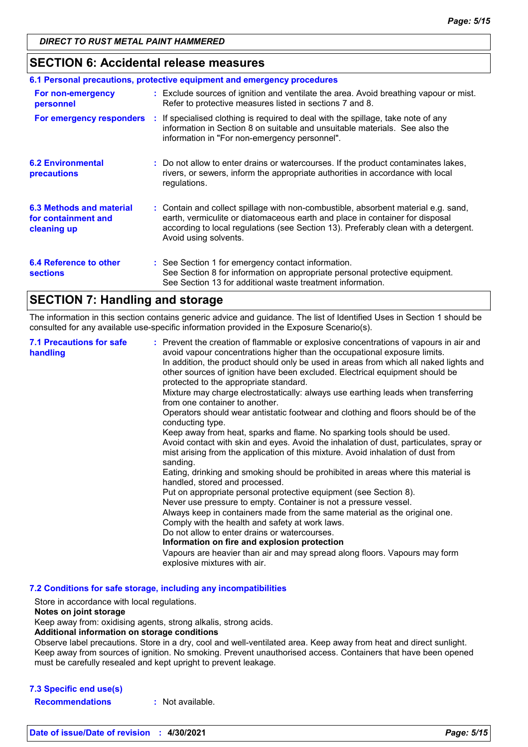## SECTION 6: Accidental release measures

### 6.1 Personal precautions, protective equipment and emergency procedures

| | |
|---|---|
| **For non-emergency personnel** | Exclude sources of ignition and ventilate the area. Avoid breathing vapour or mist. Refer to protective measures listed in sections 7 and 8. |
| **For emergency responders** | If specialised clothing is required to deal with the spillage, take note of any information in Section 8 on suitable and unsuitable materials. See also the information in "For non-emergency personnel". |

**6.2 Environmental precautions** : Do not allow to enter drains or watercourses. If the product contaminates lakes, rivers, or sewers, inform the appropriate authorities in accordance with local regulations.

**6.3 Methods and material for containment and cleaning up** : Contain and collect spillage with non-combustible, absorbent material e.g. sand, earth, vermiculite or diatomaceous earth and place in container for disposal according to local regulations (see Section 13). Preferably clean with a detergent. Avoid using solvents.

**6.4 Reference to other sections** : See Section 1 for emergency contact information.
See Section 8 for information on appropriate personal protective equipment.
See Section 13 for additional waste treatment information.

## SECTION 7: Handling and storage

The information in this section contains generic advice and guidance. The list of Identified Uses in Section 1 should be consulted for any available use-specific information provided in the Exposure Scenario(s).

**7.1 Precautions for safe handling** : Prevent the creation of flammable or explosive concentrations of vapours in air and avoid vapour concentrations higher than the occupational exposure limits.
In addition, the product should only be used in areas from which all naked lights and other sources of ignition have been excluded. Electrical equipment should be protected to the appropriate standard.
Mixture may charge electrostatically: always use earthing leads when transferring from one container to another.
Operators should wear antistatic footwear and clothing and floors should be of the conducting type.
Keep away from heat, sparks and flame. No sparking tools should be used.
Avoid contact with skin and eyes. Avoid the inhalation of dust, particulates, spray or mist arising from the application of this mixture. Avoid inhalation of dust from sanding.
Eating, drinking and smoking should be prohibited in areas where this material is handled, stored and processed.
Put on appropriate personal protective equipment (see Section 8).
Never use pressure to empty. Container is not a pressure vessel.
Always keep in containers made from the same material as the original one.
Comply with the health and safety at work laws.
Do not allow to enter drains or watercourses.
**Information on fire and explosion protection**
Vapours are heavier than air and may spread along floors. Vapours may form explosive mixtures with air.

### 7.2 Conditions for safe storage, including any incompatibilities

Store in accordance with local regulations.
**Notes on joint storage**
Keep away from: oxidising agents, strong alkalis, strong acids.
**Additional information on storage conditions**
Observe label precautions. Store in a dry, cool and well-ventilated area. Keep away from heat and direct sunlight. Keep away from sources of ignition. No smoking. Prevent unauthorised access. Containers that have been opened must be carefully resealed and kept upright to prevent leakage.

### 7.3 Specific end use(s)

**Recommendations** : Not available.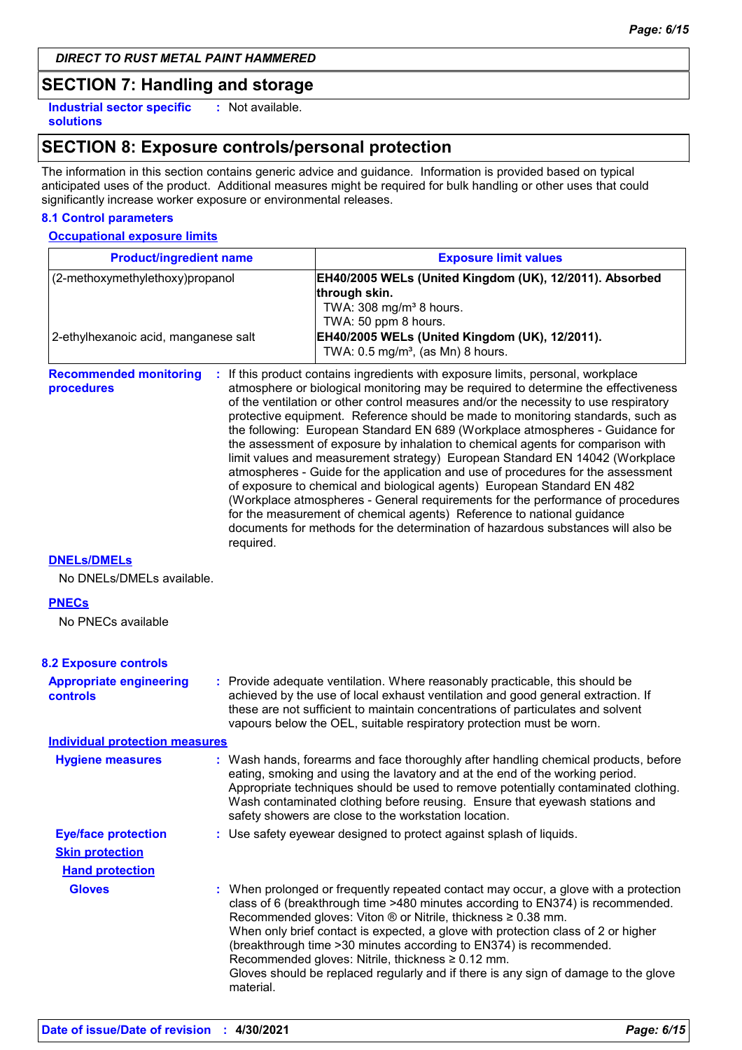*DIRECT TO RUST METAL PAINT HAMMERED*

## SECTION 7: Handling and storage

**Industrial sector specific solutions** : Not available.

## SECTION 8: Exposure controls/personal protection

The information in this section contains generic advice and guidance. Information is provided based on typical anticipated uses of the product. Additional measures might be required for bulk handling or other uses that could significantly increase worker exposure or environmental releases.

### 8.1 Control parameters

**Occupational exposure limits**

| Product/ingredient name | Exposure limit values |
|---|---|
| (2-methoxymethylethoxy)propanol | **EH40/2005 WELs (United Kingdom (UK), 12/2011). Absorbed through skin.**<br>TWA: 308 mg/m³ 8 hours.<br>TWA: 50 ppm 8 hours. |
| 2-ethylhexanoic acid, manganese salt | **EH40/2005 WELs (United Kingdom (UK), 12/2011).**<br>TWA: 0.5 mg/m³, (as Mn) 8 hours. |

**Recommended monitoring procedures** : If this product contains ingredients with exposure limits, personal, workplace atmosphere or biological monitoring may be required to determine the effectiveness of the ventilation or other control measures and/or the necessity to use respiratory protective equipment. Reference should be made to monitoring standards, such as the following: European Standard EN 689 (Workplace atmospheres - Guidance for the assessment of exposure by inhalation to chemical agents for comparison with limit values and measurement strategy) European Standard EN 14042 (Workplace atmospheres - Guide for the application and use of procedures for the assessment of exposure to chemical and biological agents) European Standard EN 482 (Workplace atmospheres - General requirements for the performance of procedures for the measurement of chemical agents) Reference to national guidance documents for methods for the determination of hazardous substances will also be required.

**DNELs/DMELs**

No DNELs/DMELs available.

**PNECs**

No PNECs available

### 8.2 Exposure controls

**Appropriate engineering controls** : Provide adequate ventilation. Where reasonably practicable, this should be achieved by the use of local exhaust ventilation and good general extraction. If these are not sufficient to maintain concentrations of particulates and solvent vapours below the OEL, suitable respiratory protection must be worn.

**Individual protection measures**

**Hygiene measures** : Wash hands, forearms and face thoroughly after handling chemical products, before eating, smoking and using the lavatory and at the end of the working period. Appropriate techniques should be used to remove potentially contaminated clothing. Wash contaminated clothing before reusing. Ensure that eyewash stations and safety showers are close to the workstation location.

**Eye/face protection** : Use safety eyewear designed to protect against splash of liquids.

**Skin protection**

**Hand protection**

**Gloves** : When prolonged or frequently repeated contact may occur, a glove with a protection class of 6 (breakthrough time >480 minutes according to EN374) is recommended. Recommended gloves: Viton ® or Nitrile, thickness ≥ 0.38 mm.
When only brief contact is expected, a glove with protection class of 2 or higher (breakthrough time >30 minutes according to EN374) is recommended.
Recommended gloves: Nitrile, thickness ≥ 0.12 mm.
Gloves should be replaced regularly and if there is any sign of damage to the glove material.

**Date of issue/Date of revision** : **4/30/2021**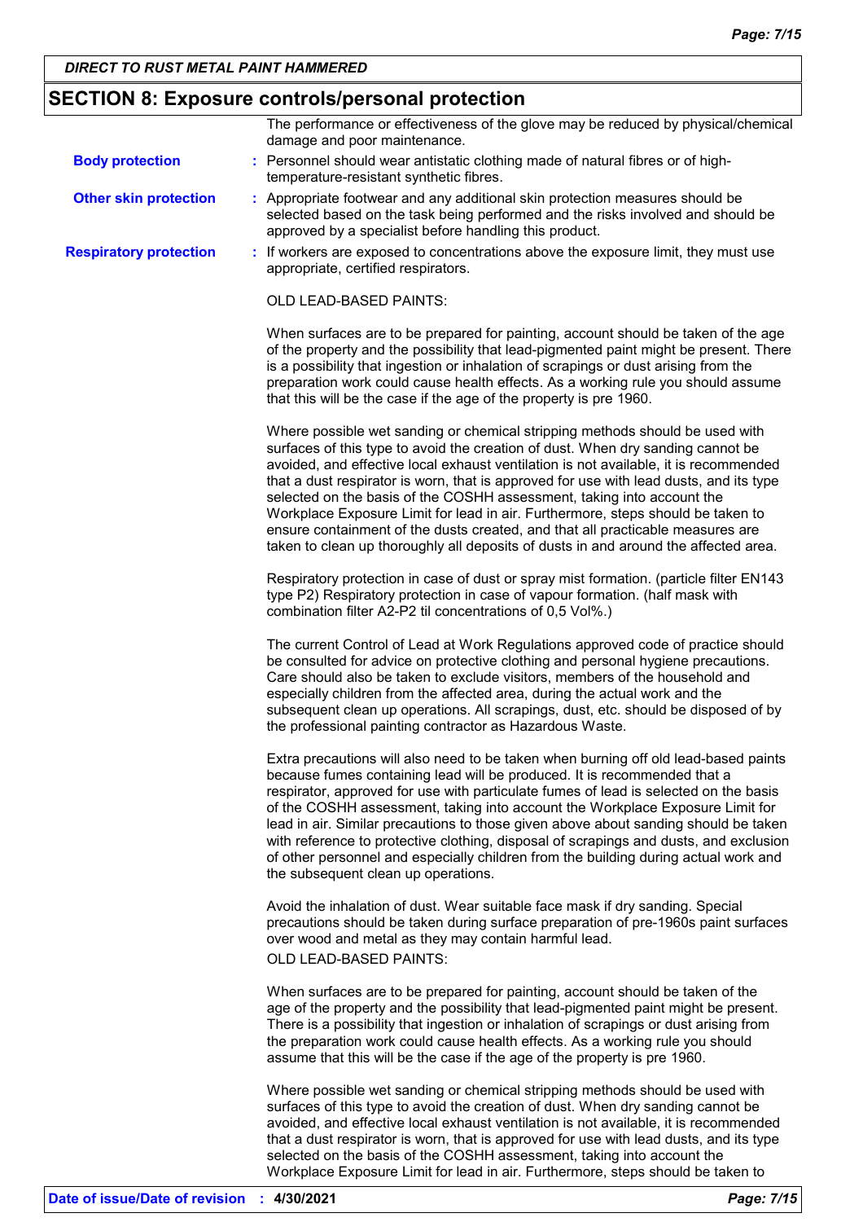## SECTION 8: Exposure controls/personal protection

The performance or effectiveness of the glove may be reduced by physical/chemical damage and poor maintenance.

**Body protection** : Personnel should wear antistatic clothing made of natural fibres or of high-temperature-resistant synthetic fibres.

**Other skin protection** : Appropriate footwear and any additional skin protection measures should be selected based on the task being performed and the risks involved and should be approved by a specialist before handling this product.

**Respiratory protection** : If workers are exposed to concentrations above the exposure limit, they must use appropriate, certified respirators.

OLD LEAD-BASED PAINTS:

When surfaces are to be prepared for painting, account should be taken of the age of the property and the possibility that lead-pigmented paint might be present. There is a possibility that ingestion or inhalation of scrapings or dust arising from the preparation work could cause health effects. As a working rule you should assume that this will be the case if the age of the property is pre 1960.

Where possible wet sanding or chemical stripping methods should be used with surfaces of this type to avoid the creation of dust. When dry sanding cannot be avoided, and effective local exhaust ventilation is not available, it is recommended that a dust respirator is worn, that is approved for use with lead dusts, and its type selected on the basis of the COSHH assessment, taking into account the Workplace Exposure Limit for lead in air. Furthermore, steps should be taken to ensure containment of the dusts created, and that all practicable measures are taken to clean up thoroughly all deposits of dusts in and around the affected area.

Respiratory protection in case of dust or spray mist formation. (particle filter EN143 type P2) Respiratory protection in case of vapour formation. (half mask with combination filter A2-P2 til concentrations of 0,5 Vol%.)

The current Control of Lead at Work Regulations approved code of practice should be consulted for advice on protective clothing and personal hygiene precautions. Care should also be taken to exclude visitors, members of the household and especially children from the affected area, during the actual work and the subsequent clean up operations. All scrapings, dust, etc. should be disposed of by the professional painting contractor as Hazardous Waste.

Extra precautions will also need to be taken when burning off old lead-based paints because fumes containing lead will be produced. It is recommended that a respirator, approved for use with particulate fumes of lead is selected on the basis of the COSHH assessment, taking into account the Workplace Exposure Limit for lead in air. Similar precautions to those given above about sanding should be taken with reference to protective clothing, disposal of scrapings and dusts, and exclusion of other personnel and especially children from the building during actual work and the subsequent clean up operations.

Avoid the inhalation of dust. Wear suitable face mask if dry sanding. Special precautions should be taken during surface preparation of pre-1960s paint surfaces over wood and metal as they may contain harmful lead.
OLD LEAD-BASED PAINTS:

When surfaces are to be prepared for painting, account should be taken of the age of the property and the possibility that lead-pigmented paint might be present. There is a possibility that ingestion or inhalation of scrapings or dust arising from the preparation work could cause health effects. As a working rule you should assume that this will be the case if the age of the property is pre 1960.

Where possible wet sanding or chemical stripping methods should be used with surfaces of this type to avoid the creation of dust. When dry sanding cannot be avoided, and effective local exhaust ventilation is not available, it is recommended that a dust respirator is worn, that is approved for use with lead dusts, and its type selected on the basis of the COSHH assessment, taking into account the Workplace Exposure Limit for lead in air. Furthermore, steps should be taken to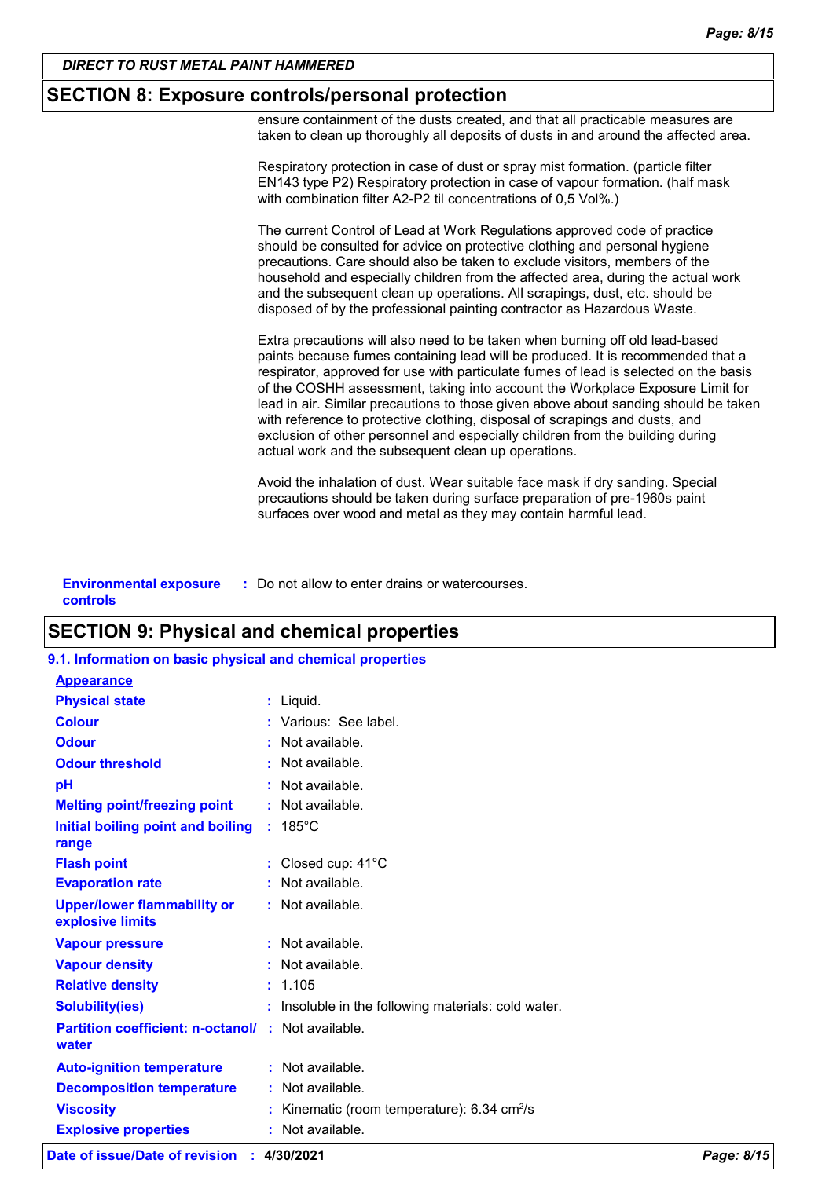## SECTION 8: Exposure controls/personal protection

ensure containment of the dusts created, and that all practicable measures are taken to clean up thoroughly all deposits of dusts in and around the affected area.

Respiratory protection in case of dust or spray mist formation. (particle filter EN143 type P2) Respiratory protection in case of vapour formation. (half mask with combination filter A2-P2 til concentrations of 0,5 Vol%.)

The current Control of Lead at Work Regulations approved code of practice should be consulted for advice on protective clothing and personal hygiene precautions. Care should also be taken to exclude visitors, members of the household and especially children from the affected area, during the actual work and the subsequent clean up operations. All scrapings, dust, etc. should be disposed of by the professional painting contractor as Hazardous Waste.

Extra precautions will also need to be taken when burning off old lead-based paints because fumes containing lead will be produced. It is recommended that a respirator, approved for use with particulate fumes of lead is selected on the basis of the COSHH assessment, taking into account the Workplace Exposure Limit for lead in air. Similar precautions to those given above about sanding should be taken with reference to protective clothing, disposal of scrapings and dusts, and exclusion of other personnel and especially children from the building during actual work and the subsequent clean up operations.

Avoid the inhalation of dust. Wear suitable face mask if dry sanding. Special precautions should be taken during surface preparation of pre-1960s paint surfaces over wood and metal as they may contain harmful lead.

**Environmental exposure controls** : Do not allow to enter drains or watercourses.

## SECTION 9: Physical and chemical properties

### 9.1. Information on basic physical and chemical properties

**Appearance**

| Property | Value |
|---|---|
| Physical state | Liquid. |
| Colour | Various: See label. |
| Odour | Not available. |
| Odour threshold | Not available. |
| pH | Not available. |
| Melting point/freezing point | Not available. |
| Initial boiling point and boiling range | 185°C |
| Flash point | Closed cup: 41°C |
| Evaporation rate | Not available. |
| Upper/lower flammability or explosive limits | Not available. |
| Vapour pressure | Not available. |
| Vapour density | Not available. |
| Relative density | 1.105 |
| Solubility(ies) | Insoluble in the following materials: cold water. |
| Partition coefficient: n-octanol/water | Not available. |
| Auto-ignition temperature | Not available. |
| Decomposition temperature | Not available. |
| Viscosity | Kinematic (room temperature): 6.34 $cm^2/s$ |
| Explosive properties | Not available. |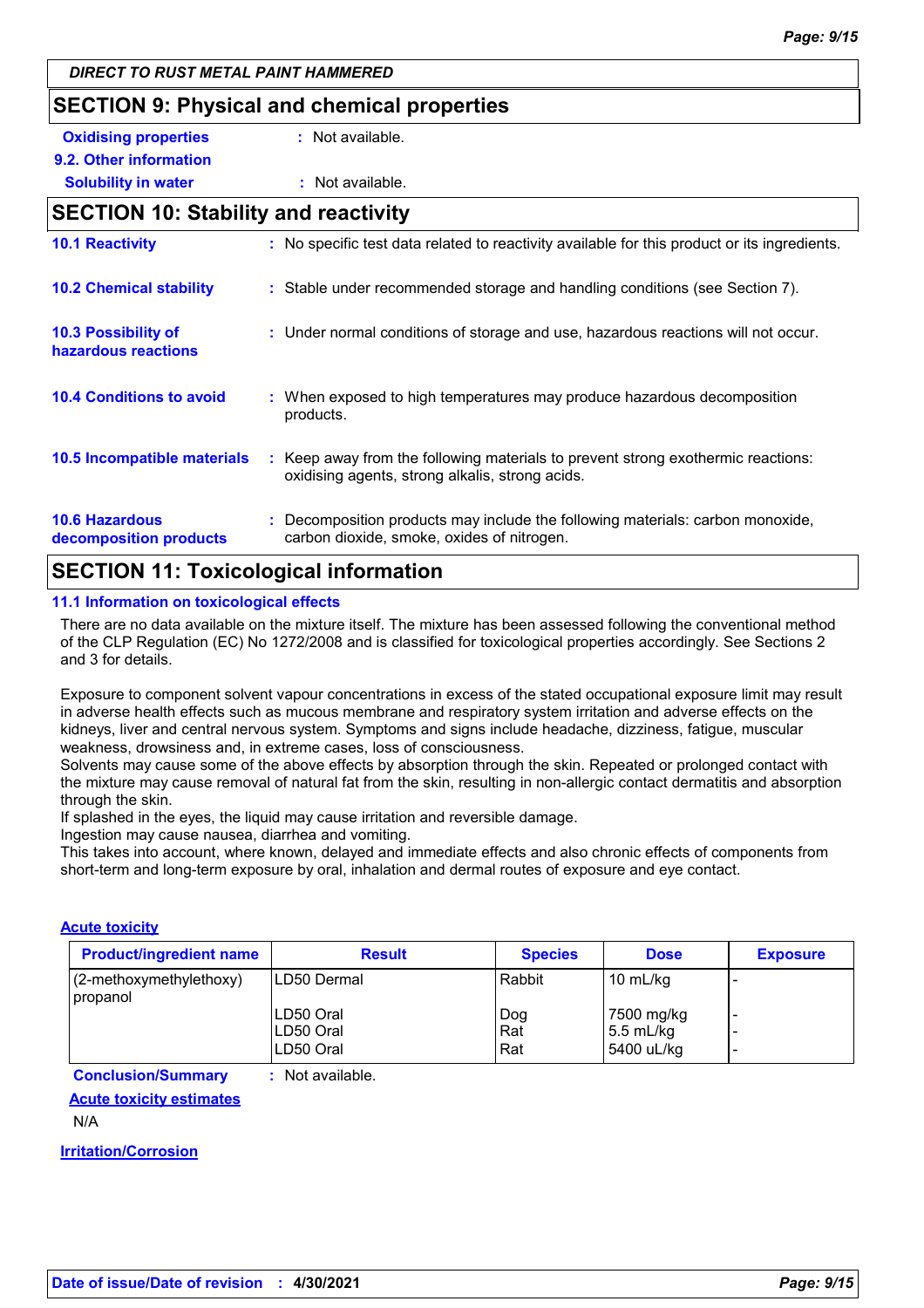## SECTION 9: Physical and chemical properties

**Oxidising properties** : Not available.

**9.2. Other information**

**Solubility in water** : Not available.

## SECTION 10: Stability and reactivity

**10.1 Reactivity** : No specific test data related to reactivity available for this product or its ingredients.

**10.2 Chemical stability** : Stable under recommended storage and handling conditions (see Section 7).

**10.3 Possibility of hazardous reactions** : Under normal conditions of storage and use, hazardous reactions will not occur.

**10.4 Conditions to avoid** : When exposed to high temperatures may produce hazardous decomposition products.

**10.5 Incompatible materials** : Keep away from the following materials to prevent strong exothermic reactions: oxidising agents, strong alkalis, strong acids.

**10.6 Hazardous decomposition products** : Decomposition products may include the following materials: carbon monoxide, carbon dioxide, smoke, oxides of nitrogen.

## SECTION 11: Toxicological information

### 11.1 Information on toxicological effects

There are no data available on the mixture itself. The mixture has been assessed following the conventional method of the CLP Regulation (EC) No 1272/2008 and is classified for toxicological properties accordingly. See Sections 2 and 3 for details.

Exposure to component solvent vapour concentrations in excess of the stated occupational exposure limit may result in adverse health effects such as mucous membrane and respiratory system irritation and adverse effects on the kidneys, liver and central nervous system. Symptoms and signs include headache, dizziness, fatigue, muscular weakness, drowsiness and, in extreme cases, loss of consciousness.
Solvents may cause some of the above effects by absorption through the skin. Repeated or prolonged contact with the mixture may cause removal of natural fat from the skin, resulting in non-allergic contact dermatitis and absorption through the skin.
If splashed in the eyes, the liquid may cause irritation and reversible damage.
Ingestion may cause nausea, diarrhea and vomiting.
This takes into account, where known, delayed and immediate effects and also chronic effects of components from short-term and long-term exposure by oral, inhalation and dermal routes of exposure and eye contact.

**Acute toxicity**

| Product/ingredient name | Result | Species | Dose | Exposure |
|---|---|---|---|---|
| (2-methoxymethylethoxy) propanol | LD50 Dermal | Rabbit | 10 mL/kg | - |
| | LD50 Oral | Dog | 7500 mg/kg | - |
| | LD50 Oral | Rat | 5.5 mL/kg | - |
| | LD50 Oral | Rat | 5400 uL/kg | - |

**Conclusion/Summary** : Not available.

**Acute toxicity estimates**

N/A

**Irritation/Corrosion**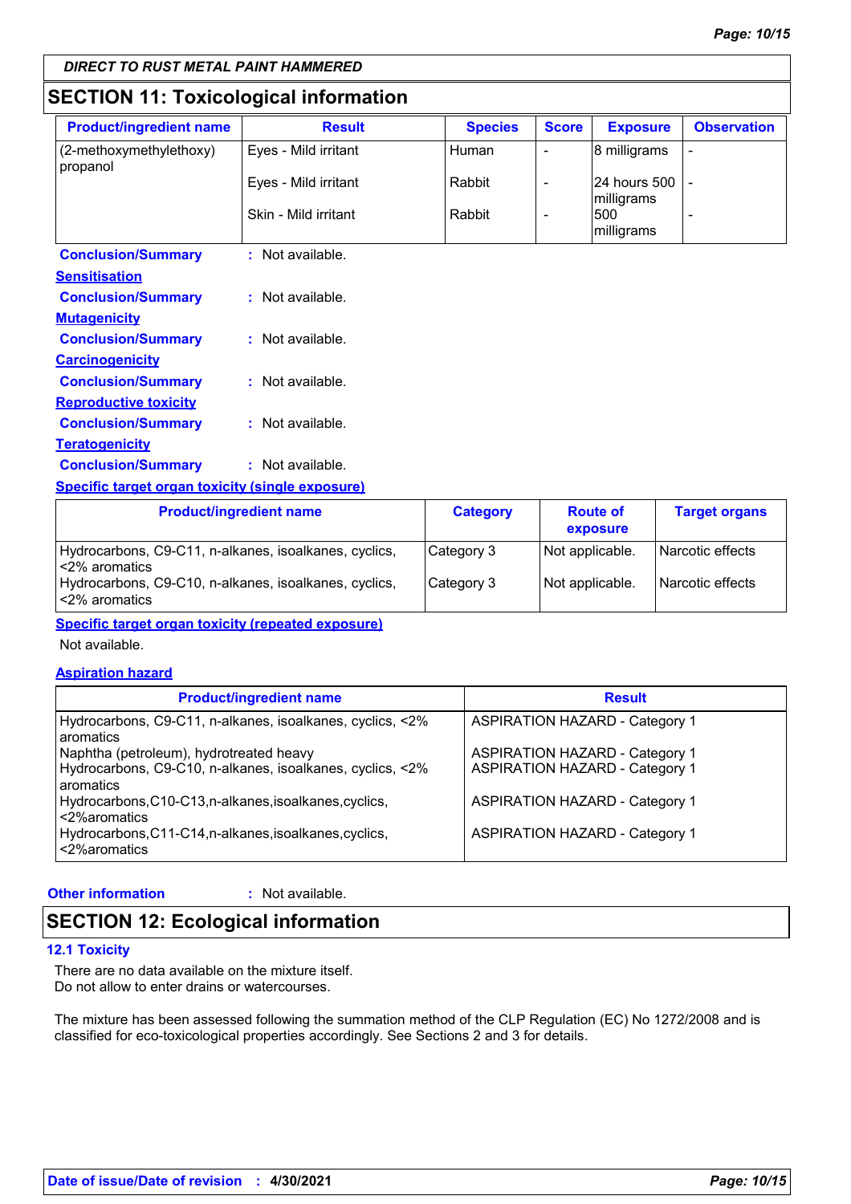DIRECT TO RUST METAL PAINT HAMMERED

## SECTION 11: Toxicological information

| Product/ingredient name | Result | Species | Score | Exposure | Observation |
|---|---|---|---|---|---|
| (2-methoxymethylethoxy) propanol | Eyes - Mild irritant | Human | - | 8 milligrams | - |
| | Eyes - Mild irritant | Rabbit | - | 24 hours 500 milligrams | - |
| | Skin - Mild irritant | Rabbit | - | 500 milligrams | - |

**Conclusion/Summary** : Not available.

**Sensitisation**

**Conclusion/Summary** : Not available.

**Mutagenicity**

**Conclusion/Summary** : Not available.

**Carcinogenicity**

**Conclusion/Summary** : Not available.

**Reproductive toxicity**

**Conclusion/Summary** : Not available.

**Teratogenicity**

**Conclusion/Summary** : Not available.

**Specific target organ toxicity (single exposure)**

| Product/ingredient name | Category | Route of exposure | Target organs |
|---|---|---|---|
| Hydrocarbons, C9-C11, n-alkanes, isoalkanes, cyclics, <2% aromatics | Category 3 | Not applicable. | Narcotic effects |
| Hydrocarbons, C9-C10, n-alkanes, isoalkanes, cyclics, <2% aromatics | Category 3 | Not applicable. | Narcotic effects |

**Specific target organ toxicity (repeated exposure)**

Not available.

**Aspiration hazard**

| Product/ingredient name | Result |
|---|---|
| Hydrocarbons, C9-C11, n-alkanes, isoalkanes, cyclics, <2% aromatics | ASPIRATION HAZARD - Category 1 |
| Naphtha (petroleum), hydrotreated heavy | ASPIRATION HAZARD - Category 1 |
| Hydrocarbons, C9-C10, n-alkanes, isoalkanes, cyclics, <2% aromatics | ASPIRATION HAZARD - Category 1 |
| Hydrocarbons,C10-C13,n-alkanes,isoalkanes,cyclics, <2%aromatics | ASPIRATION HAZARD - Category 1 |
| Hydrocarbons,C11-C14,n-alkanes,isoalkanes,cyclics, <2%aromatics | ASPIRATION HAZARD - Category 1 |

**Other information** : Not available.

## SECTION 12: Ecological information

### 12.1 Toxicity

There are no data available on the mixture itself.
Do not allow to enter drains or watercourses.

The mixture has been assessed following the summation method of the CLP Regulation (EC) No 1272/2008 and is classified for eco-toxicological properties accordingly. See Sections 2 and 3 for details.

**Date of issue/Date of revision** : 4/30/2021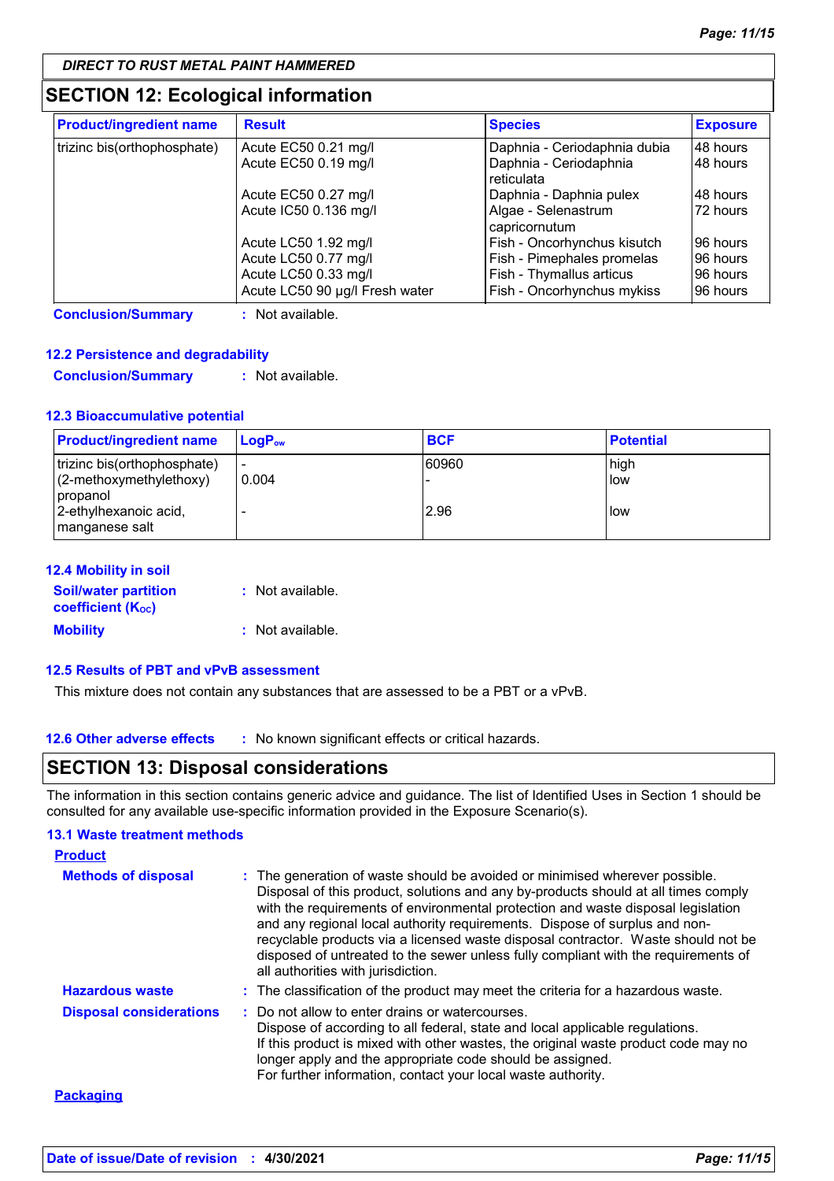*DIRECT TO RUST METAL PAINT HAMMERED*

## SECTION 12: Ecological information

| Product/ingredient name | Result | Species | Exposure |
|---|---|---|---|
| trizinc bis(orthophosphate) | Acute EC50 0.21 mg/l | Daphnia - Ceriodaphnia dubia | 48 hours |
| | Acute EC50 0.19 mg/l | Daphnia - Ceriodaphnia reticulata | 48 hours |
| | Acute EC50 0.27 mg/l | Daphnia - Daphnia pulex | 48 hours |
| | Acute IC50 0.136 mg/l | Algae - Selenastrum capricornutum | 72 hours |
| | Acute LC50 1.92 mg/l | Fish - Oncorhynchus kisutch | 96 hours |
| | Acute LC50 0.77 mg/l | Fish - Pimephales promelas | 96 hours |
| | Acute LC50 0.33 mg/l | Fish - Thymallus articus | 96 hours |
| | Acute LC50 90 µg/l Fresh water | Fish - Oncorhynchus mykiss | 96 hours |

**Conclusion/Summary** : Not available.

### 12.2 Persistence and degradability

**Conclusion/Summary** : Not available.

### 12.3 Bioaccumulative potential

| Product/ingredient name | $LogP_{ow}$ | BCF | Potential |
|---|---|---|---|
| trizinc bis(orthophosphate) | - | 60960 | high |
| (2-methoxymethylethoxy) propanol | 0.004 | - | low |
| 2-ethylhexanoic acid, manganese salt | - | 2.96 | low |

### 12.4 Mobility in soil

**Soil/water partition coefficient ($K_{OC}$)** : Not available.

**Mobility** : Not available.

### 12.5 Results of PBT and vPvB assessment

This mixture does not contain any substances that are assessed to be a PBT or a vPvB.

**12.6 Other adverse effects** : No known significant effects or critical hazards.

## SECTION 13: Disposal considerations

The information in this section contains generic advice and guidance. The list of Identified Uses in Section 1 should be consulted for any available use-specific information provided in the Exposure Scenario(s).

### 13.1 Waste treatment methods

**Product**

**Methods of disposal** : The generation of waste should be avoided or minimised wherever possible. Disposal of this product, solutions and any by-products should at all times comply with the requirements of environmental protection and waste disposal legislation and any regional local authority requirements. Dispose of surplus and non-recyclable products via a licensed waste disposal contractor. Waste should not be disposed of untreated to the sewer unless fully compliant with the requirements of all authorities with jurisdiction.

**Hazardous waste** : The classification of the product may meet the criteria for a hazardous waste.

**Disposal considerations** : Do not allow to enter drains or watercourses.
Dispose of according to all federal, state and local applicable regulations.
If this product is mixed with other wastes, the original waste product code may no longer apply and the appropriate code should be assigned.
For further information, contact your local waste authority.

**Packaging**

**Date of issue/Date of revision** : **4/30/2021**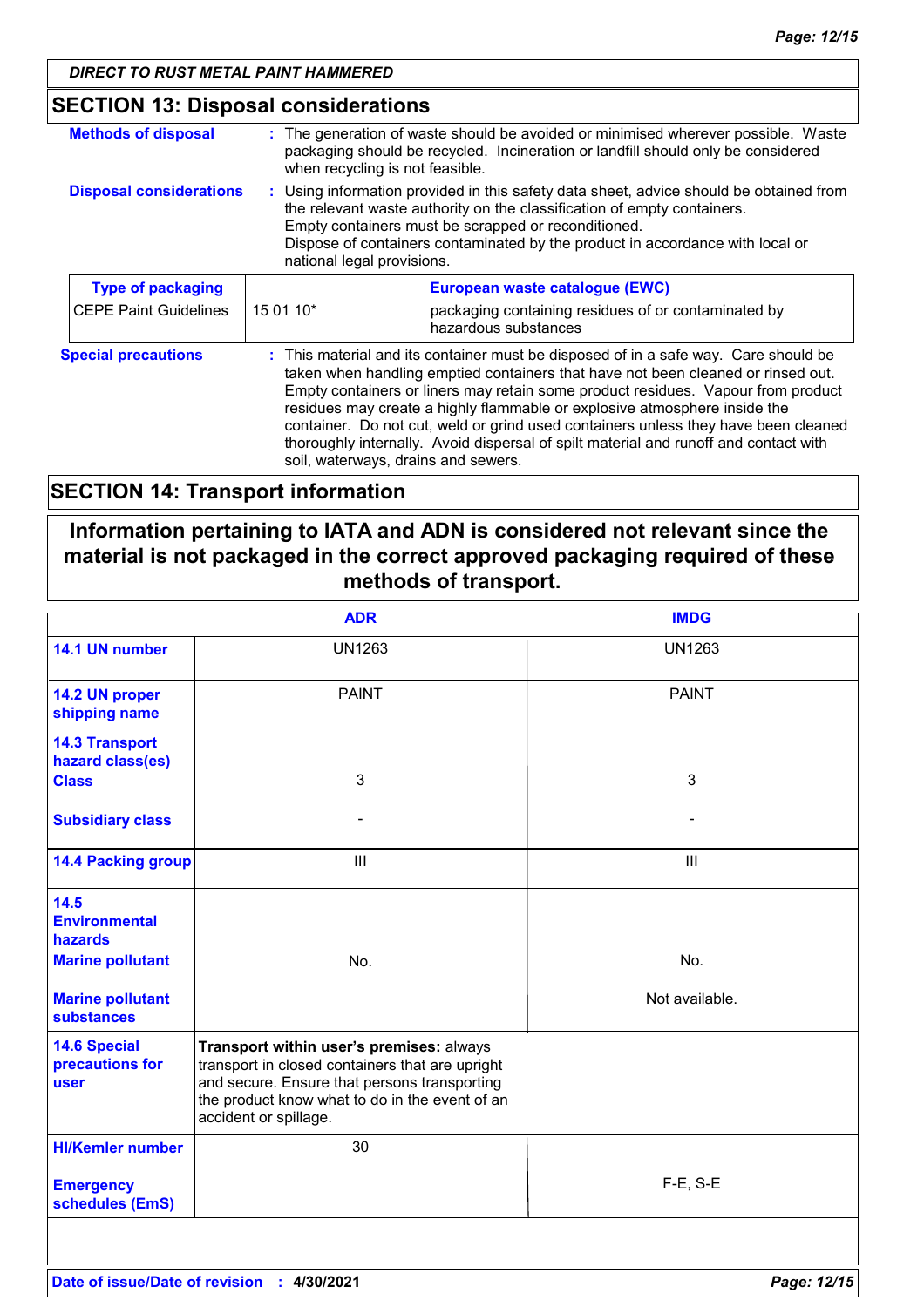## SECTION 13: Disposal considerations

**Methods of disposal** : The generation of waste should be avoided or minimised wherever possible. Waste packaging should be recycled. Incineration or landfill should only be considered when recycling is not feasible.

**Disposal considerations** : Using information provided in this safety data sheet, advice should be obtained from the relevant waste authority on the classification of empty containers. Empty containers must be scrapped or reconditioned. Dispose of containers contaminated by the product in accordance with local or national legal provisions.

| Type of packaging | European waste catalogue (EWC) | |
|---|---|---|
| CEPE Paint Guidelines | 15 01 10* | packaging containing residues of or contaminated by hazardous substances |

**Special precautions** : This material and its container must be disposed of in a safe way. Care should be taken when handling emptied containers that have not been cleaned or rinsed out. Empty containers or liners may retain some product residues. Vapour from product residues may create a highly flammable or explosive atmosphere inside the container. Do not cut, weld or grind used containers unless they have been cleaned thoroughly internally. Avoid dispersal of spilt material and runoff and contact with soil, waterways, drains and sewers.

## SECTION 14: Transport information

**Information pertaining to IATA and ADN is considered not relevant since the material is not packaged in the correct approved packaging required of these methods of transport.**

| | ADR | IMDG |
|---|---|---|
| **14.1 UN number** | UN1263 | UN1263 |
| **14.2 UN proper shipping name** | PAINT | PAINT |
| **14.3 Transport hazard class(es)** Class | 3 | 3 |
| Subsidiary class | - | - |
| **14.4 Packing group** | III | III |
| **14.5 Environmental hazards** Marine pollutant | No. | No. |
| Marine pollutant substances | | Not available. |
| **14.6 Special precautions for user** | **Transport within user's premises:** always transport in closed containers that are upright and secure. Ensure that persons transporting the product know what to do in the event of an accident or spillage. | |
| HI/Kemler number | 30 | |
| Emergency schedules (EmS) | | F-E, S-E |

**Date of issue/Date of revision** : **4/30/2021**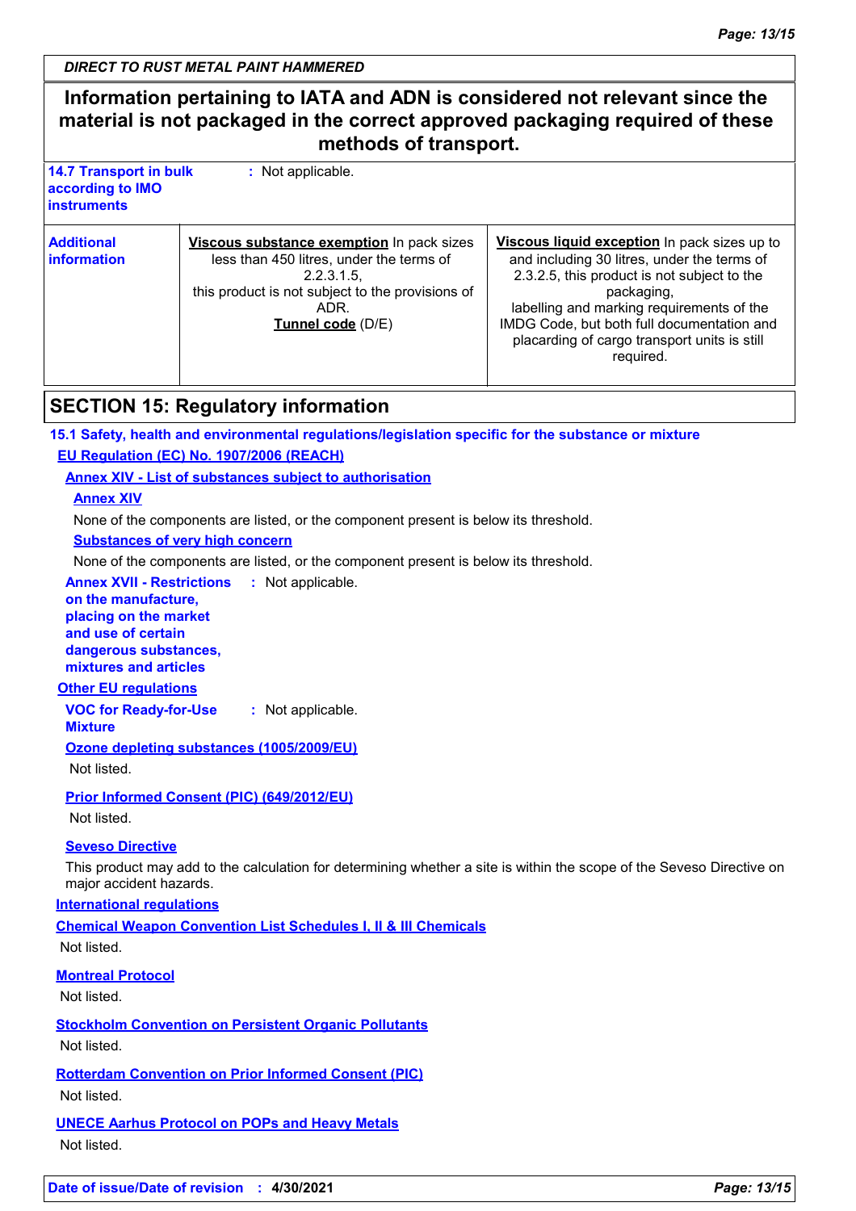**Information pertaining to IATA and ADN is considered not relevant since the material is not packaged in the correct approved packaging required of these methods of transport.**

| | | |
|---|---|---|
| **14.7 Transport in bulk according to IMO instruments** | : Not applicable. | |
| **Additional information** | **Viscous substance exemption** In pack sizes less than 450 litres, under the terms of 2.2.3.1.5, this product is not subject to the provisions of ADR. **Tunnel code** (D/E) | **Viscous liquid exception** In pack sizes up to and including 30 litres, under the terms of 2.3.2.5, this product is not subject to the packaging, labelling and marking requirements of the IMDG Code, but both full documentation and placarding of cargo transport units is still required. |

## SECTION 15: Regulatory information

**15.1 Safety, health and environmental regulations/legislation specific for the substance or mixture**

**EU Regulation (EC) No. 1907/2006 (REACH)**

**Annex XIV - List of substances subject to authorisation**

**Annex XIV**

None of the components are listed, or the component present is below its threshold.

**Substances of very high concern**

None of the components are listed, or the component present is below its threshold.

**Annex XVII - Restrictions on the manufacture, placing on the market and use of certain dangerous substances, mixtures and articles** : Not applicable.

**Other EU regulations**

**VOC for Ready-for-Use Mixture** : Not applicable.

**Ozone depleting substances (1005/2009/EU)**

Not listed.

**Prior Informed Consent (PIC) (649/2012/EU)**

Not listed.

**Seveso Directive**

This product may add to the calculation for determining whether a site is within the scope of the Seveso Directive on major accident hazards.

**International regulations**

**Chemical Weapon Convention List Schedules I, II & III Chemicals**

Not listed.

**Montreal Protocol**

Not listed.

**Stockholm Convention on Persistent Organic Pollutants**

Not listed.

**Rotterdam Convention on Prior Informed Consent (PIC)**

Not listed.

**UNECE Aarhus Protocol on POPs and Heavy Metals**

Not listed.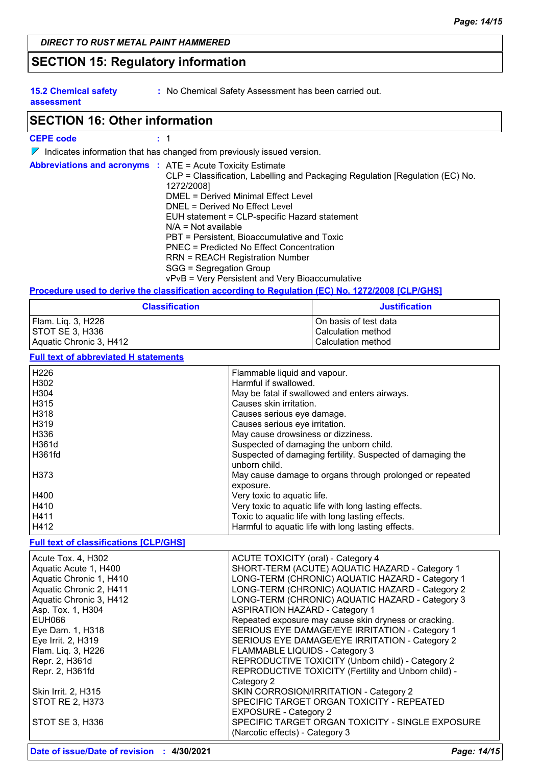**DIRECT TO RUST METAL PAINT HAMMERED**

## SECTION 15: Regulatory information

**15.2 Chemical safety assessment** : No Chemical Safety Assessment has been carried out.

## SECTION 16: Other information

**CEPE code** : 1

Indicates information that has changed from previously issued version.

**Abbreviations and acronyms** : ATE = Acute Toxicity Estimate
CLP = Classification, Labelling and Packaging Regulation [Regulation (EC) No. 1272/2008]
DMEL = Derived Minimal Effect Level
DNEL = Derived No Effect Level
EUH statement = CLP-specific Hazard statement
N/A = Not available
PBT = Persistent, Bioaccumulative and Toxic
PNEC = Predicted No Effect Concentration
RRN = REACH Registration Number
SGG = Segregation Group
vPvB = Very Persistent and Very Bioaccumulative

**Procedure used to derive the classification according to Regulation (EC) No. 1272/2008 [CLP/GHS]**

| Classification | Justification |
|---|---|
| Flam. Liq. 3, H226 | On basis of test data |
| STOT SE 3, H336 | Calculation method |
| Aquatic Chronic 3, H412 | Calculation method |

**Full text of abbreviated H statements**

| | |
|---|---|
| H226 | Flammable liquid and vapour. |
| H302 | Harmful if swallowed. |
| H304 | May be fatal if swallowed and enters airways. |
| H315 | Causes skin irritation. |
| H318 | Causes serious eye damage. |
| H319 | Causes serious eye irritation. |
| H336 | May cause drowsiness or dizziness. |
| H361d | Suspected of damaging the unborn child. |
| H361fd | Suspected of damaging fertility. Suspected of damaging the unborn child. |
| H373 | May cause damage to organs through prolonged or repeated exposure. |
| H400 | Very toxic to aquatic life. |
| H410 | Very toxic to aquatic life with long lasting effects. |
| H411 | Toxic to aquatic life with long lasting effects. |
| H412 | Harmful to aquatic life with long lasting effects. |

**Full text of classifications [CLP/GHS]**

| | |
|---|---|
| Acute Tox. 4, H302 | ACUTE TOXICITY (oral) - Category 4 |
| Aquatic Acute 1, H400 | SHORT-TERM (ACUTE) AQUATIC HAZARD - Category 1 |
| Aquatic Chronic 1, H410 | LONG-TERM (CHRONIC) AQUATIC HAZARD - Category 1 |
| Aquatic Chronic 2, H411 | LONG-TERM (CHRONIC) AQUATIC HAZARD - Category 2 |
| Aquatic Chronic 3, H412 | LONG-TERM (CHRONIC) AQUATIC HAZARD - Category 3 |
| Asp. Tox. 1, H304 | ASPIRATION HAZARD - Category 1 |
| EUH066 | Repeated exposure may cause skin dryness or cracking. |
| Eye Dam. 1, H318 | SERIOUS EYE DAMAGE/EYE IRRITATION - Category 1 |
| Eye Irrit. 2, H319 | SERIOUS EYE DAMAGE/EYE IRRITATION - Category 2 |
| Flam. Liq. 3, H226 | FLAMMABLE LIQUIDS - Category 3 |
| Repr. 2, H361d | REPRODUCTIVE TOXICITY (Unborn child) - Category 2 |
| Repr. 2, H361fd | REPRODUCTIVE TOXICITY (Fertility and Unborn child) - Category 2 |
| Skin Irrit. 2, H315 | SKIN CORROSION/IRRITATION - Category 2 |
| STOT RE 2, H373 | SPECIFIC TARGET ORGAN TOXICITY - REPEATED EXPOSURE - Category 2 |
| STOT SE 3, H336 | SPECIFIC TARGET ORGAN TOXICITY - SINGLE EXPOSURE (Narcotic effects) - Category 3 |

**Date of issue/Date of revision** : **4/30/2021**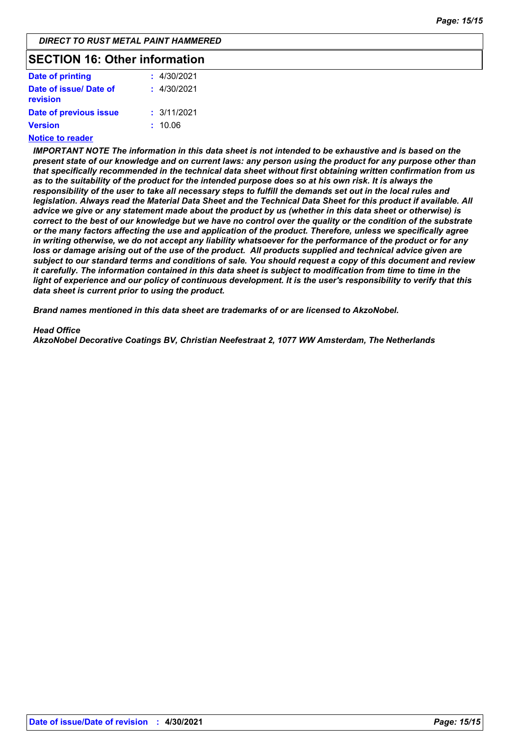## SECTION 16: Other information

| | |
|---|---|
| **Date of printing** | : 4/30/2021 |
| **Date of issue/ Date of revision** | : 4/30/2021 |
| **Date of previous issue** | : 3/11/2021 |
| **Version** | : 10.06 |

**Notice to reader**

***IMPORTANT NOTE The information in this data sheet is not intended to be exhaustive and is based on the present state of our knowledge and on current laws: any person using the product for any purpose other than that specifically recommended in the technical data sheet without first obtaining written confirmation from us as to the suitability of the product for the intended purpose does so at his own risk. It is always the responsibility of the user to take all necessary steps to fulfill the demands set out in the local rules and legislation. Always read the Material Data Sheet and the Technical Data Sheet for this product if available. All advice we give or any statement made about the product by us (whether in this data sheet or otherwise) is correct to the best of our knowledge but we have no control over the quality or the condition of the substrate or the many factors affecting the use and application of the product. Therefore, unless we specifically agree in writing otherwise, we do not accept any liability whatsoever for the performance of the product or for any loss or damage arising out of the use of the product. All products supplied and technical advice given are subject to our standard terms and conditions of sale. You should request a copy of this document and review it carefully. The information contained in this data sheet is subject to modification from time to time in the light of experience and our policy of continuous development. It is the user's responsibility to verify that this data sheet is current prior to using the product.***

***Brand names mentioned in this data sheet are trademarks of or are licensed to AkzoNobel.***

***Head Office***
***AkzoNobel Decorative Coatings BV, Christian Neefestraat 2, 1077 WW Amsterdam, The Netherlands***